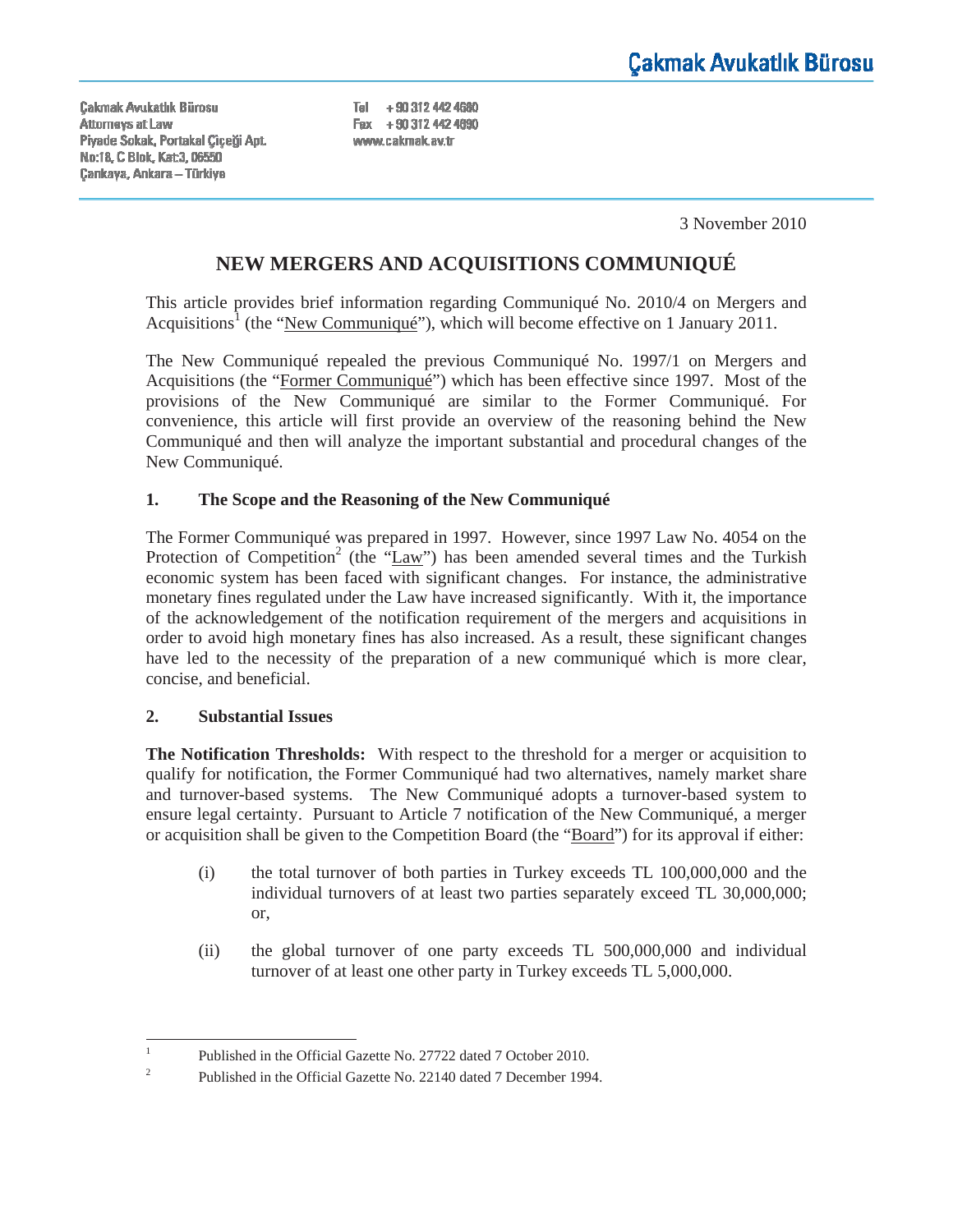Çakmak Avukatlık Bürosu

Çakmak Avukatlık Bürosu
Attorneys at Law
Piyade Sokak, Portakal Çiçeği Apt.
No:18, C Blok, Kat:3, 06550
Çankaya, Ankara – Türkiye

Tel +90 312 442 4680
Fax +90 312 442 4690
www.cakmak.av.tr

3 November 2010

# NEW MERGERS AND ACQUISITIONS COMMUNIQUÉ

This article provides brief information regarding Communiqué No. 2010/4 on Mergers and Acquisitions[1] (the "New Communiqué"), which will become effective on 1 January 2011.

The New Communiqué repealed the previous Communiqué No. 1997/1 on Mergers and Acquisitions (the "Former Communiqué") which has been effective since 1997. Most of the provisions of the New Communiqué are similar to the Former Communiqué. For convenience, this article will first provide an overview of the reasoning behind the New Communiqué and then will analyze the important substantial and procedural changes of the New Communiqué.

## 1. The Scope and the Reasoning of the New Communiqué

The Former Communiqué was prepared in 1997. However, since 1997 Law No. 4054 on the Protection of Competition[2] (the "Law") has been amended several times and the Turkish economic system has been faced with significant changes. For instance, the administrative monetary fines regulated under the Law have increased significantly. With it, the importance of the acknowledgement of the notification requirement of the mergers and acquisitions in order to avoid high monetary fines has also increased. As a result, these significant changes have led to the necessity of the preparation of a new communiqué which is more clear, concise, and beneficial.

## 2. Substantial Issues

**The Notification Thresholds:** With respect to the threshold for a merger or acquisition to qualify for notification, the Former Communiqué had two alternatives, namely market share and turnover-based systems. The New Communiqué adopts a turnover-based system to ensure legal certainty. Pursuant to Article 7 notification of the New Communiqué, a merger or acquisition shall be given to the Competition Board (the "Board") for its approval if either:

(i) the total turnover of both parties in Turkey exceeds TL 100,000,000 and the individual turnovers of at least two parties separately exceed TL 30,000,000; or,

(ii) the global turnover of one party exceeds TL 500,000,000 and individual turnover of at least one other party in Turkey exceeds TL 5,000,000.

---

[1] Published in the Official Gazette No. 27722 dated 7 October 2010.

[2] Published in the Official Gazette No. 22140 dated 7 December 1994.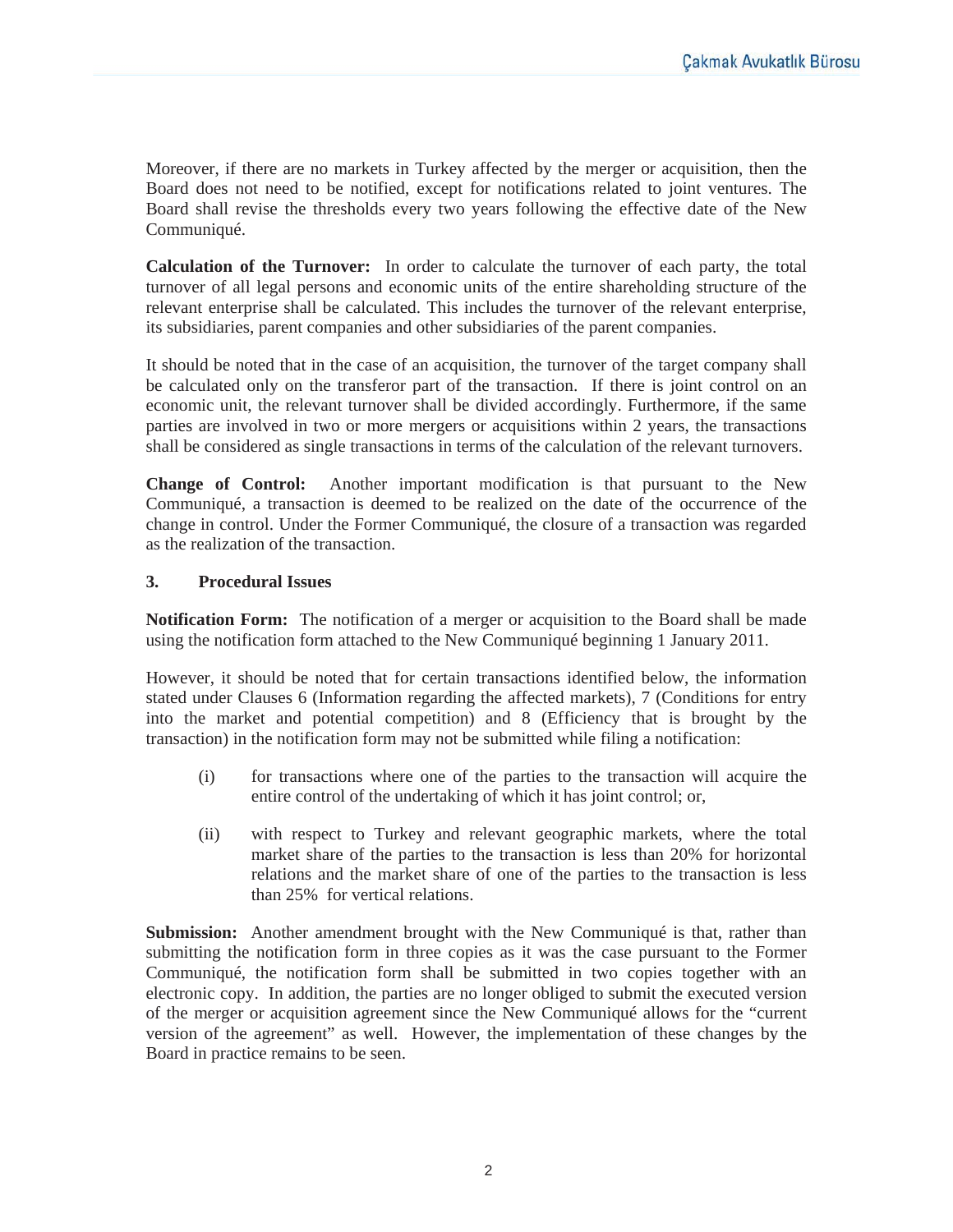Moreover, if there are no markets in Turkey affected by the merger or acquisition, then the Board does not need to be notified, except for notifications related to joint ventures. The Board shall revise the thresholds every two years following the effective date of the New Communiqué.

**Calculation of the Turnover:** In order to calculate the turnover of each party, the total turnover of all legal persons and economic units of the entire shareholding structure of the relevant enterprise shall be calculated. This includes the turnover of the relevant enterprise, its subsidiaries, parent companies and other subsidiaries of the parent companies.

It should be noted that in the case of an acquisition, the turnover of the target company shall be calculated only on the transferor part of the transaction. If there is joint control on an economic unit, the relevant turnover shall be divided accordingly. Furthermore, if the same parties are involved in two or more mergers or acquisitions within 2 years, the transactions shall be considered as single transactions in terms of the calculation of the relevant turnovers.

**Change of Control:** Another important modification is that pursuant to the New Communiqué, a transaction is deemed to be realized on the date of the occurrence of the change in control. Under the Former Communiqué, the closure of a transaction was regarded as the realization of the transaction.

## 3. Procedural Issues

**Notification Form:** The notification of a merger or acquisition to the Board shall be made using the notification form attached to the New Communiqué beginning 1 January 2011.

However, it should be noted that for certain transactions identified below, the information stated under Clauses 6 (Information regarding the affected markets), 7 (Conditions for entry into the market and potential competition) and 8 (Efficiency that is brought by the transaction) in the notification form may not be submitted while filing a notification:

(i) for transactions where one of the parties to the transaction will acquire the entire control of the undertaking of which it has joint control; or,

(ii) with respect to Turkey and relevant geographic markets, where the total market share of the parties to the transaction is less than 20% for horizontal relations and the market share of one of the parties to the transaction is less than 25% for vertical relations.

**Submission:** Another amendment brought with the New Communiqué is that, rather than submitting the notification form in three copies as it was the case pursuant to the Former Communiqué, the notification form shall be submitted in two copies together with an electronic copy. In addition, the parties are no longer obliged to submit the executed version of the merger or acquisition agreement since the New Communiqué allows for the "current version of the agreement" as well. However, the implementation of these changes by the Board in practice remains to be seen.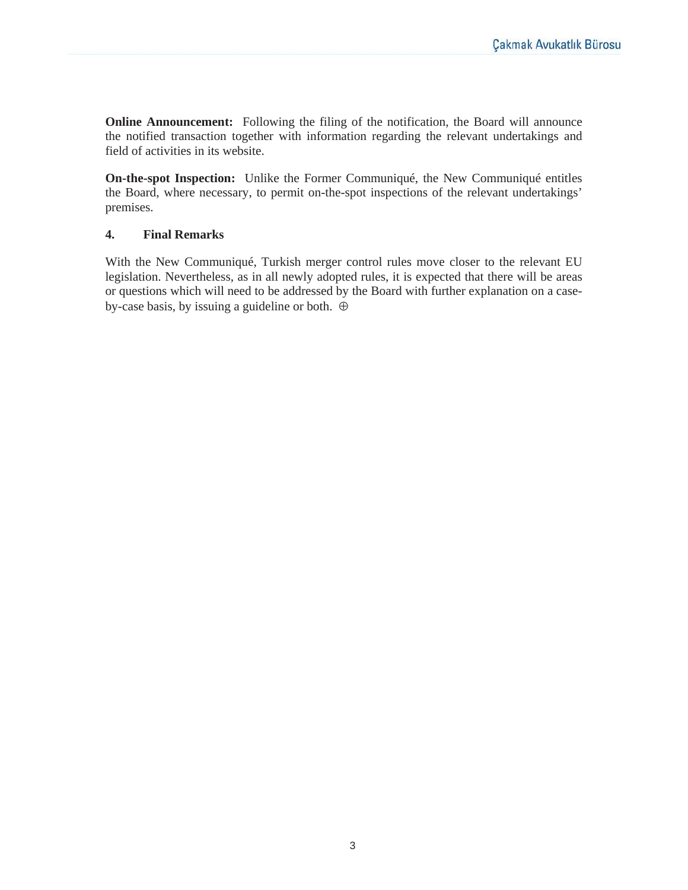**Online Announcement:** Following the filing of the notification, the Board will announce the notified transaction together with information regarding the relevant undertakings and field of activities in its website.

**On-the-spot Inspection:** Unlike the Former Communiqué, the New Communiqué entitles the Board, where necessary, to permit on-the-spot inspections of the relevant undertakings' premises.

## 4. Final Remarks

With the New Communiqué, Turkish merger control rules move closer to the relevant EU legislation. Nevertheless, as in all newly adopted rules, it is expected that there will be areas or questions which will need to be addressed by the Board with further explanation on a case-by-case basis, by issuing a guideline or both. ⊕